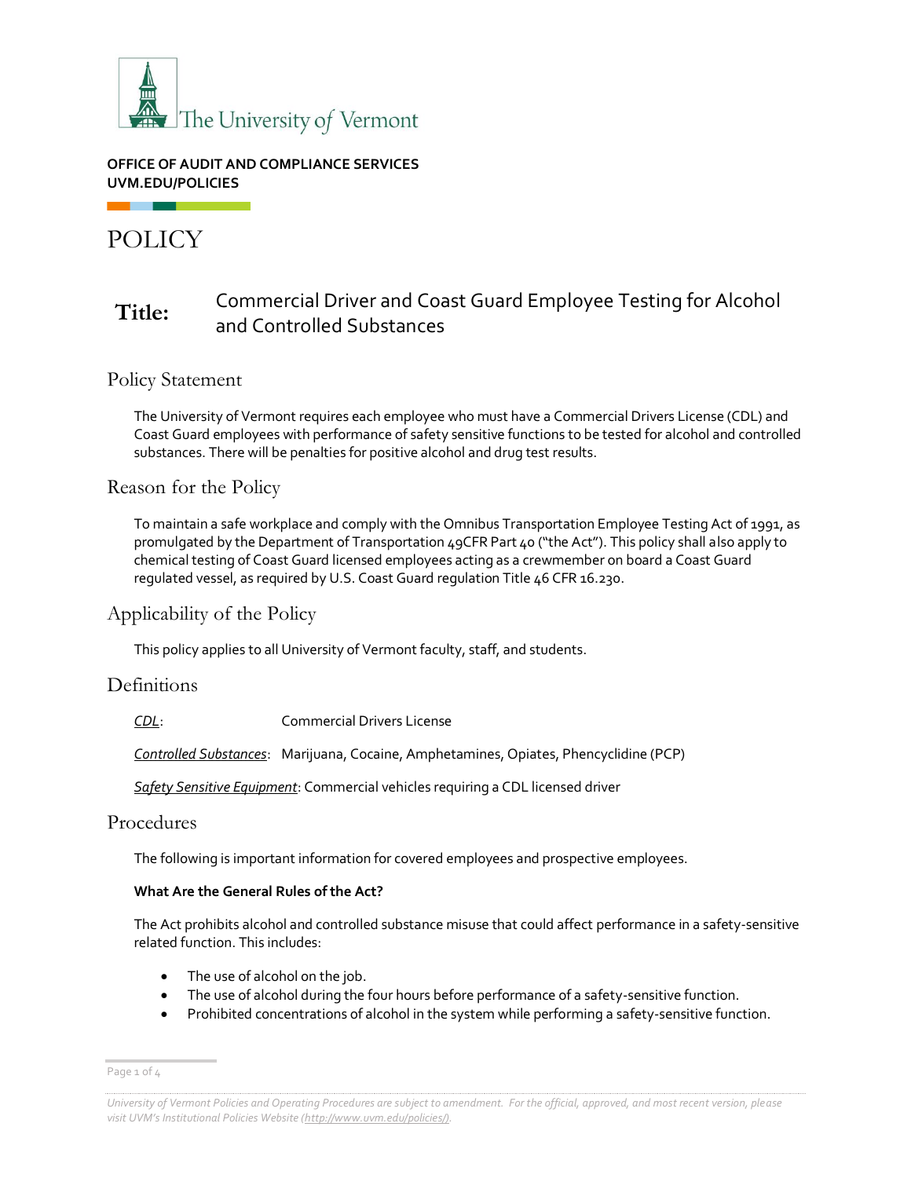The University of Vermont

**OFFICE OF AUDIT AND COMPLIANCE SERVICES**
**UVM.EDU/POLICIES**

# POLICY

**Title:** Commercial Driver and Coast Guard Employee Testing for Alcohol and Controlled Substances

## Policy Statement

The University of Vermont requires each employee who must have a Commercial Drivers License (CDL) and Coast Guard employees with performance of safety sensitive functions to be tested for alcohol and controlled substances. There will be penalties for positive alcohol and drug test results.

## Reason for the Policy

To maintain a safe workplace and comply with the Omnibus Transportation Employee Testing Act of 1991, as promulgated by the Department of Transportation 49CFR Part 40 ("the Act"). This policy shall also apply to chemical testing of Coast Guard licensed employees acting as a crewmember on board a Coast Guard regulated vessel, as required by U.S. Coast Guard regulation Title 46 CFR 16.230.

## Applicability of the Policy

This policy applies to all University of Vermont faculty, staff, and students.

## Definitions

*CDL*: Commercial Drivers License

*Controlled Substances*: Marijuana, Cocaine, Amphetamines, Opiates, Phencyclidine (PCP)

*Safety Sensitive Equipment*: Commercial vehicles requiring a CDL licensed driver

## Procedures

The following is important information for covered employees and prospective employees.

**What Are the General Rules of the Act?**

The Act prohibits alcohol and controlled substance misuse that could affect performance in a safety-sensitive related function. This includes:

- The use of alcohol on the job.
- The use of alcohol during the four hours before performance of a safety-sensitive function.
- Prohibited concentrations of alcohol in the system while performing a safety-sensitive function.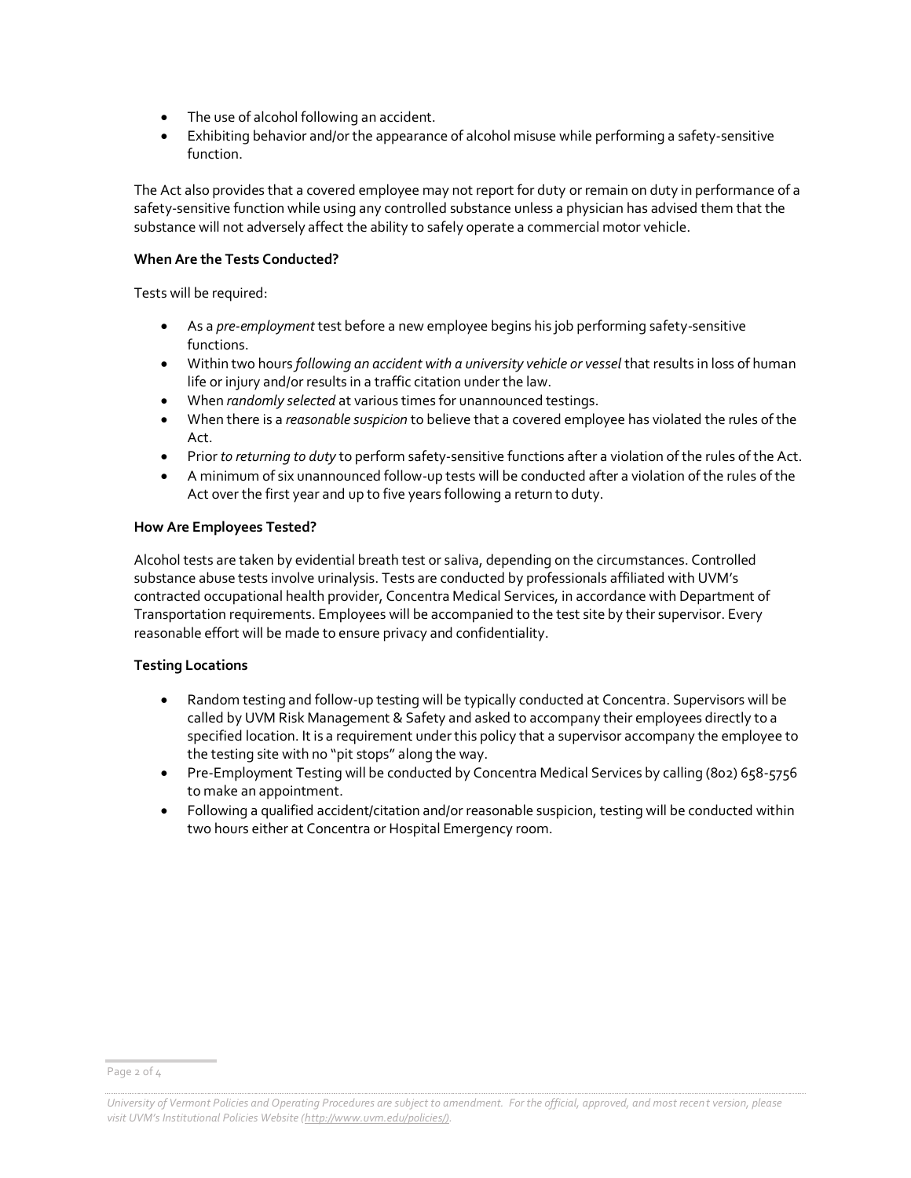- The use of alcohol following an accident.
- Exhibiting behavior and/or the appearance of alcohol misuse while performing a safety-sensitive function.

The Act also provides that a covered employee may not report for duty or remain on duty in performance of a safety-sensitive function while using any controlled substance unless a physician has advised them that the substance will not adversely affect the ability to safely operate a commercial motor vehicle.

**When Are the Tests Conducted?**

Tests will be required:

- As a *pre-employment* test before a new employee begins his job performing safety-sensitive functions.
- Within two hours *following an accident with a university vehicle or vessel* that results in loss of human life or injury and/or results in a traffic citation under the law.
- When *randomly selected* at various times for unannounced testings.
- When there is a *reasonable suspicion* to believe that a covered employee has violated the rules of the Act.
- Prior *to returning to duty* to perform safety-sensitive functions after a violation of the rules of the Act.
- A minimum of six unannounced follow-up tests will be conducted after a violation of the rules of the Act over the first year and up to five years following a return to duty.

**How Are Employees Tested?**

Alcohol tests are taken by evidential breath test or saliva, depending on the circumstances. Controlled substance abuse tests involve urinalysis. Tests are conducted by professionals affiliated with UVM's contracted occupational health provider, Concentra Medical Services, in accordance with Department of Transportation requirements. Employees will be accompanied to the test site by their supervisor. Every reasonable effort will be made to ensure privacy and confidentiality.

**Testing Locations**

- Random testing and follow-up testing will be typically conducted at Concentra. Supervisors will be called by UVM Risk Management & Safety and asked to accompany their employees directly to a specified location. It is a requirement under this policy that a supervisor accompany the employee to the testing site with no "pit stops" along the way.
- Pre-Employment Testing will be conducted by Concentra Medical Services by calling (802) 658-5756 to make an appointment.
- Following a qualified accident/citation and/or reasonable suspicion, testing will be conducted within two hours either at Concentra or Hospital Emergency room.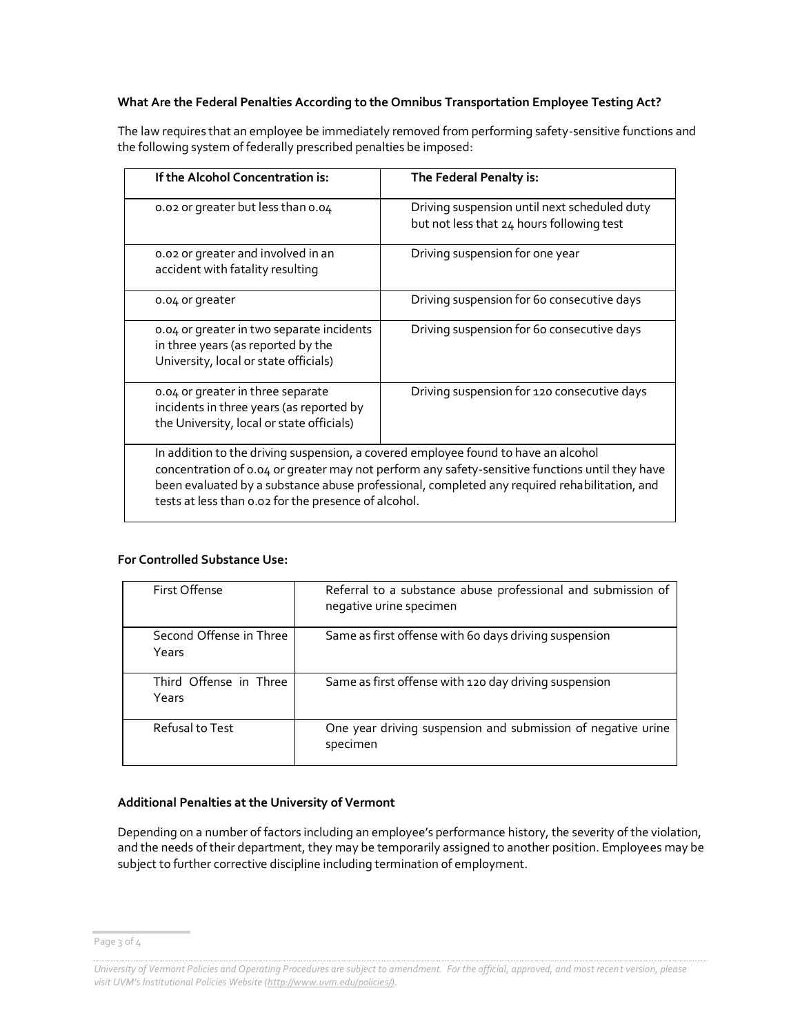**What Are the Federal Penalties According to the Omnibus Transportation Employee Testing Act?**

The law requires that an employee be immediately removed from performing safety-sensitive functions and the following system of federally prescribed penalties be imposed:

| If the Alcohol Concentration is: | The Federal Penalty is: |
|---|---|
| 0.02 or greater but less than 0.04 | Driving suspension until next scheduled duty but not less that 24 hours following test |
| 0.02 or greater and involved in an accident with fatality resulting | Driving suspension for one year |
| 0.04 or greater | Driving suspension for 60 consecutive days |
| 0.04 or greater in two separate incidents in three years (as reported by the University, local or state officials) | Driving suspension for 60 consecutive days |
| 0.04 or greater in three separate incidents in three years (as reported by the University, local or state officials) | Driving suspension for 120 consecutive days |
| In addition to the driving suspension, a covered employee found to have an alcohol concentration of 0.04 or greater may not perform any safety-sensitive functions until they have been evaluated by a substance abuse professional, completed any required rehabilitation, and tests at less than 0.02 for the presence of alcohol. | |

**For Controlled Substance Use:**

| First Offense | Referral to a substance abuse professional and submission of negative urine specimen |
|---|---|
| Second Offense in Three Years | Same as first offense with 60 days driving suspension |
| Third Offense in Three Years | Same as first offense with 120 day driving suspension |
| Refusal to Test | One year driving suspension and submission of negative urine specimen |

**Additional Penalties at the University of Vermont**

Depending on a number of factors including an employee's performance history, the severity of the violation, and the needs of their department, they may be temporarily assigned to another position. Employees may be subject to further corrective discipline including termination of employment.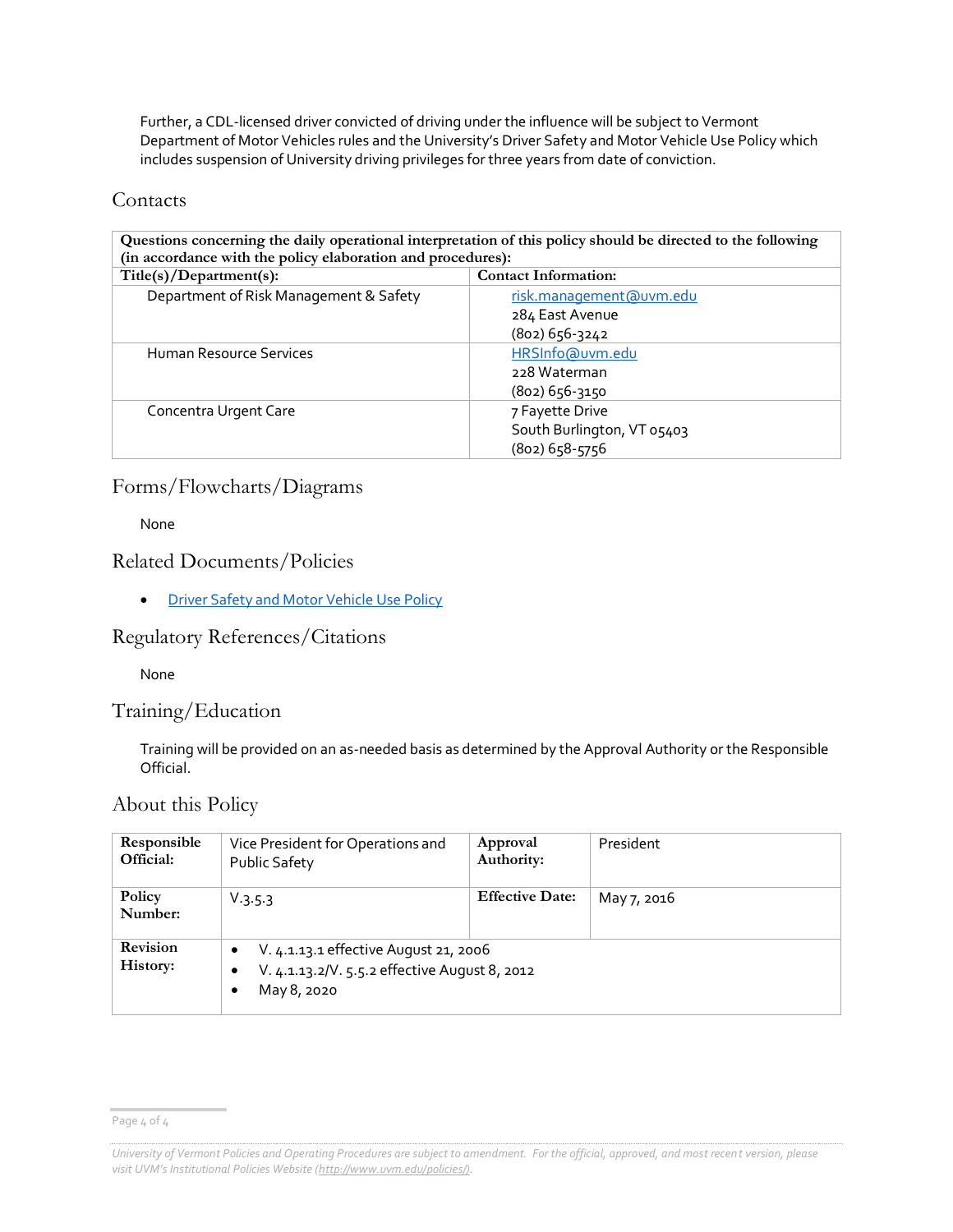Further, a CDL-licensed driver convicted of driving under the influence will be subject to Vermont Department of Motor Vehicles rules and the University's Driver Safety and Motor Vehicle Use Policy which includes suspension of University driving privileges for three years from date of conviction.

## Contacts

| **Questions concerning the daily operational interpretation of this policy should be directed to the following (in accordance with the policy elaboration and procedures):** | |
|---|---|
| **Title(s)/Department(s):** | **Contact Information:** |
| Department of Risk Management & Safety | risk.management@uvm.edu<br>284 East Avenue<br>(802) 656-3242 |
| Human Resource Services | HRSInfo@uvm.edu<br>228 Waterman<br>(802) 656-3150 |
| Concentra Urgent Care | 7 Fayette Drive<br>South Burlington, VT 05403<br>(802) 658-5756 |

## Forms/Flowcharts/Diagrams

None

## Related Documents/Policies

- Driver Safety and Motor Vehicle Use Policy

## Regulatory References/Citations

None

## Training/Education

Training will be provided on an as-needed basis as determined by the Approval Authority or the Responsible Official.

## About this Policy

| | | | |
|---|---|---|---|
| **Responsible Official:** | Vice President for Operations and Public Safety | **Approval Authority:** | President |
| **Policy Number:** | V.3.5.3 | **Effective Date:** | May 7, 2016 |
| **Revision History:** | • V. 4.1.13.1 effective August 21, 2006<br>• V. 4.1.13.2/V. 5.5.2 effective August 8, 2012<br>• May 8, 2020 | | |

*University of Vermont Policies and Operating Procedures are subject to amendment. For the official, approved, and most recent version, please visit UVM's Institutional Policies Website (http://www.uvm.edu/policies/).*